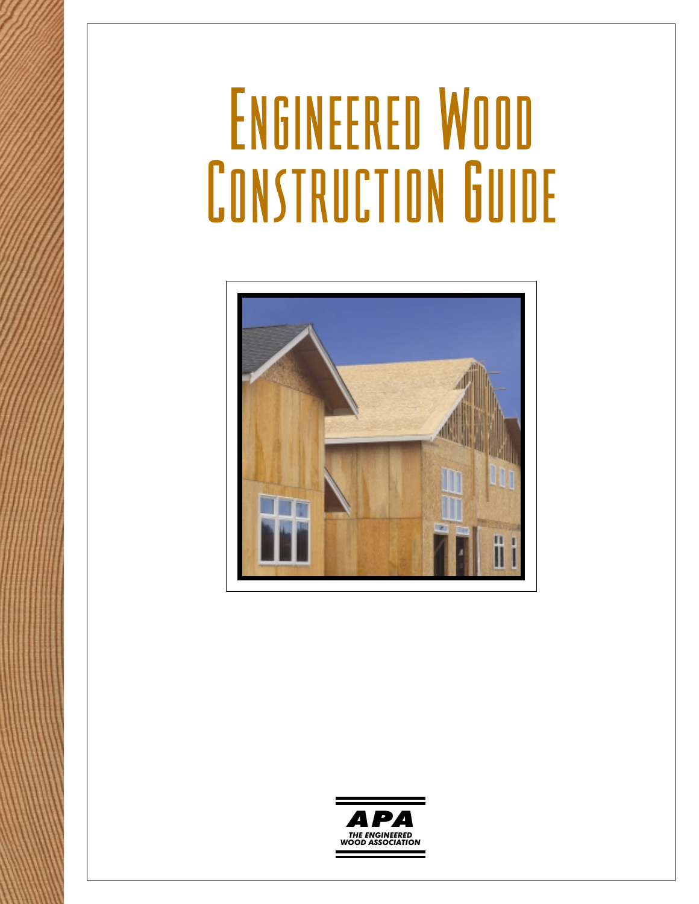# Engineered Wood Construction Guide

APA

THE ENGINEERED WOOD ASSOCIATION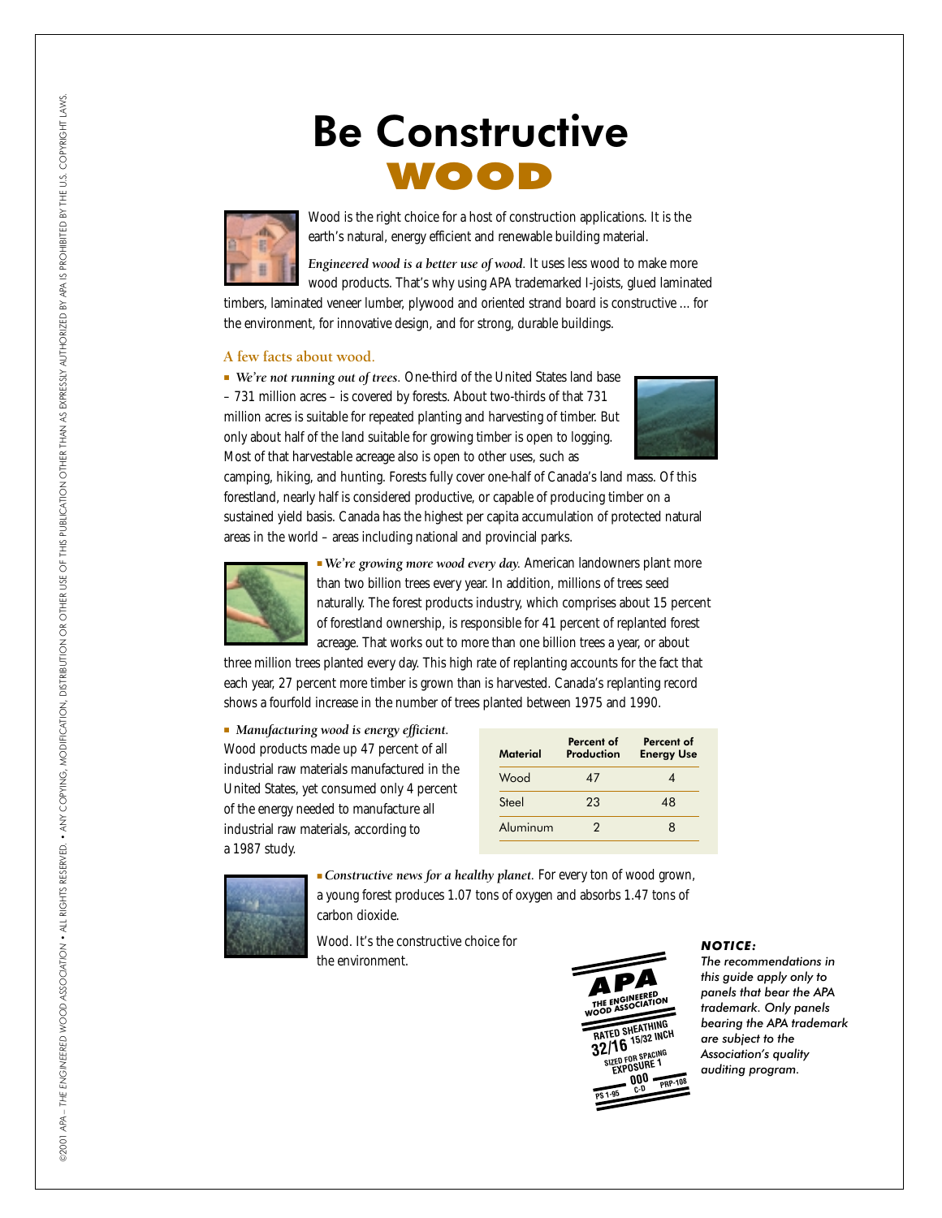# Be Constructive WOOD

Wood is the right choice for a host of construction applications. It is the earth's natural, energy efficient and renewable building material.

*Engineered wood is a better use of wood.* It uses less wood to make more wood products. That's why using APA trademarked I-joists, glued laminated timbers, laminated veneer lumber, plywood and oriented strand board is constructive ... for the environment, for innovative design, and for strong, durable buildings.

## A few facts about wood.

- *We're not running out of trees.* One-third of the United States land base – 731 million acres – is covered by forests. About two-thirds of that 731 million acres is suitable for repeated planting and harvesting of timber. But only about half of the land suitable for growing timber is open to logging. Most of that harvestable acreage also is open to other uses, such as camping, hiking, and hunting. Forests fully cover one-half of Canada's land mass. Of this forestland, nearly half is considered productive, or capable of producing timber on a sustained yield basis. Canada has the highest per capita accumulation of protected natural areas in the world – areas including national and provincial parks.

- *We're growing more wood every day.* American landowners plant more than two billion trees every year. In addition, millions of trees seed naturally. The forest products industry, which comprises about 15 percent of forestland ownership, is responsible for 41 percent of replanted forest acreage. That works out to more than one billion trees a year, or about three million trees planted every day. This high rate of replanting accounts for the fact that each year, 27 percent more timber is grown than is harvested. Canada's replanting record shows a fourfold increase in the number of trees planted between 1975 and 1990.

- *Manufacturing wood is energy efficient.* Wood products made up 47 percent of all industrial raw materials manufactured in the United States, yet consumed only 4 percent of the energy needed to manufacture all industrial raw materials, according to a 1987 study.

| Material | Percent of Production | Percent of Energy Use |
|---|---|---|
| Wood | 47 | 4 |
| Steel | 23 | 48 |
| Aluminum | 2 | 8 |

- *Constructive news for a healthy planet.* For every ton of wood grown, a young forest produces 1.07 tons of oxygen and absorbs 1.47 tons of carbon dioxide.

Wood. It's the constructive choice for the environment.

APA THE ENGINEERED WOOD ASSOCIATION
RATED SHEATHING
32/16 15/32 INCH
SIZED FOR SPACING
EXPOSURE 1
000
PS 1-95 C-D PRP-108

***NOTICE:***

*The recommendations in this guide apply only to panels that bear the APA trademark. Only panels bearing the APA trademark are subject to the Association's quality auditing program.*

©2001 APA – *THE ENGINEERED WOOD ASSOCIATION* • ALL RIGHTS RESERVED. • ANY COPYING, MODIFICATION, DISTRIBUTION OR OTHER USE OF THIS PUBLICATION OTHER THAN AS EXPRESSLY AUTHORIZED BY APA IS PROHIBITED BY THE U.S. COPYRIGHT LAWS.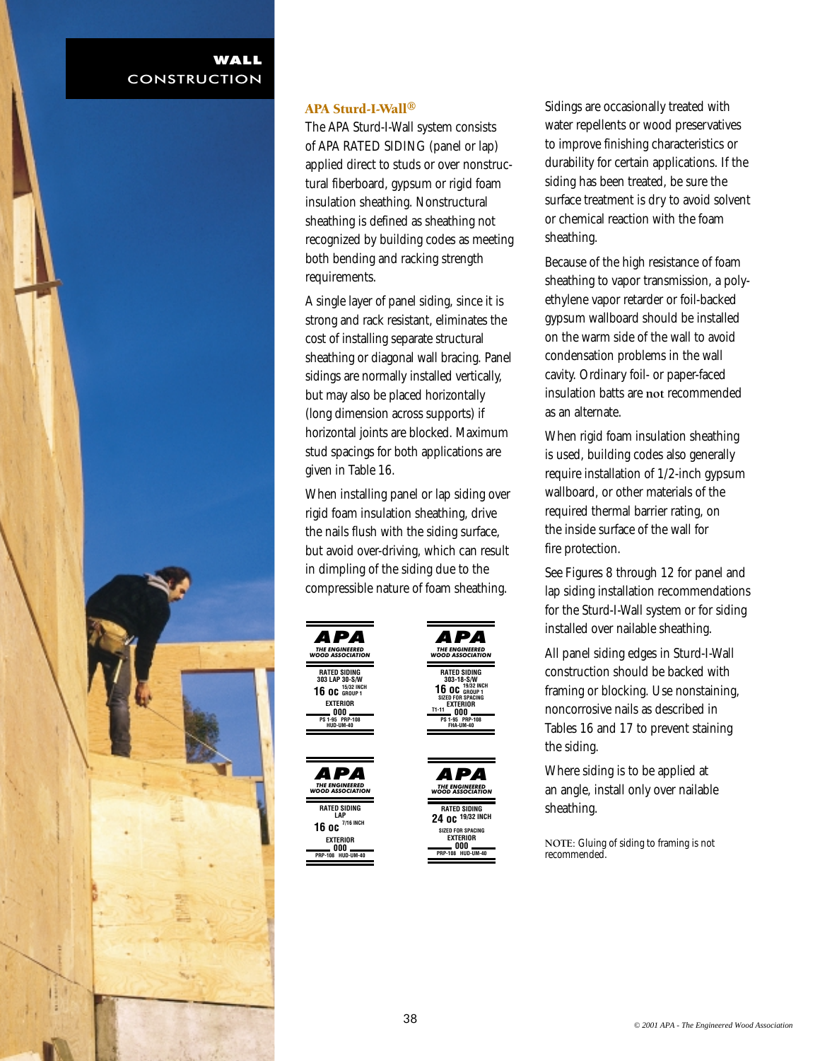## WALL CONSTRUCTION

### APA Sturd-I-Wall®

The APA Sturd-I-Wall system consists of APA RATED SIDING (panel or lap) applied direct to studs or over nonstructural fiberboard, gypsum or rigid foam insulation sheathing. Nonstructural sheathing is defined as sheathing not recognized by building codes as meeting both bending and racking strength requirements.

A single layer of panel siding, since it is strong and rack resistant, eliminates the cost of installing separate structural sheathing or diagonal wall bracing. Panel sidings are normally installed vertically, but may also be placed horizontally (long dimension across supports) if horizontal joints are blocked. Maximum stud spacings for both applications are given in Table 16.

When installing panel or lap siding over rigid foam insulation sheathing, drive the nails flush with the siding surface, but avoid over-driving, which can result in dimpling of the siding due to the compressible nature of foam sheathing.

APA THE ENGINEERED WOOD ASSOCIATION
RATED SIDING
303 LAP 30-S/W
16 oc 15/32 INCH GROUP 1
EXTERIOR
000
PS 1-95 PRP-108
HUD-UM-40

APA THE ENGINEERED WOOD ASSOCIATION
RATED SIDING
303-18-S/W
16 oc 19/32 INCH GROUP 1
SIZED FOR SPACING
EXTERIOR
T1-11 000
PS 1-95 PRP-108
FHA-UM-40

APA THE ENGINEERED WOOD ASSOCIATION
RATED SIDING
LAP
16 oc 7/16 INCH
EXTERIOR
000
PRP-108 HUD-UM-40

APA THE ENGINEERED WOOD ASSOCIATION
RATED SIDING
24 oc 19/32 INCH
SIZED FOR SPACING
EXTERIOR
000
PRP-108 HUD-UM-40

Sidings are occasionally treated with water repellents or wood preservatives to improve finishing characteristics or durability for certain applications. If the siding has been treated, be sure the surface treatment is dry to avoid solvent or chemical reaction with the foam sheathing.

Because of the high resistance of foam sheathing to vapor transmission, a polyethylene vapor retarder or foil-backed gypsum wallboard should be installed on the warm side of the wall to avoid condensation problems in the wall cavity. Ordinary foil- or paper-faced insulation batts are **not** recommended as an alternate.

When rigid foam insulation sheathing is used, building codes also generally require installation of 1/2-inch gypsum wallboard, or other materials of the required thermal barrier rating, on the inside surface of the wall for fire protection.

See Figures 8 through 12 for panel and lap siding installation recommendations for the Sturd-I-Wall system or for siding installed over nailable sheathing.

All panel siding edges in Sturd-I-Wall construction should be backed with framing or blocking. Use nonstaining, noncorrosive nails as described in Tables 16 and 17 to prevent staining the siding.

Where siding is to be applied at an angle, install only over nailable sheathing.

NOTE: Gluing of siding to framing is not recommended.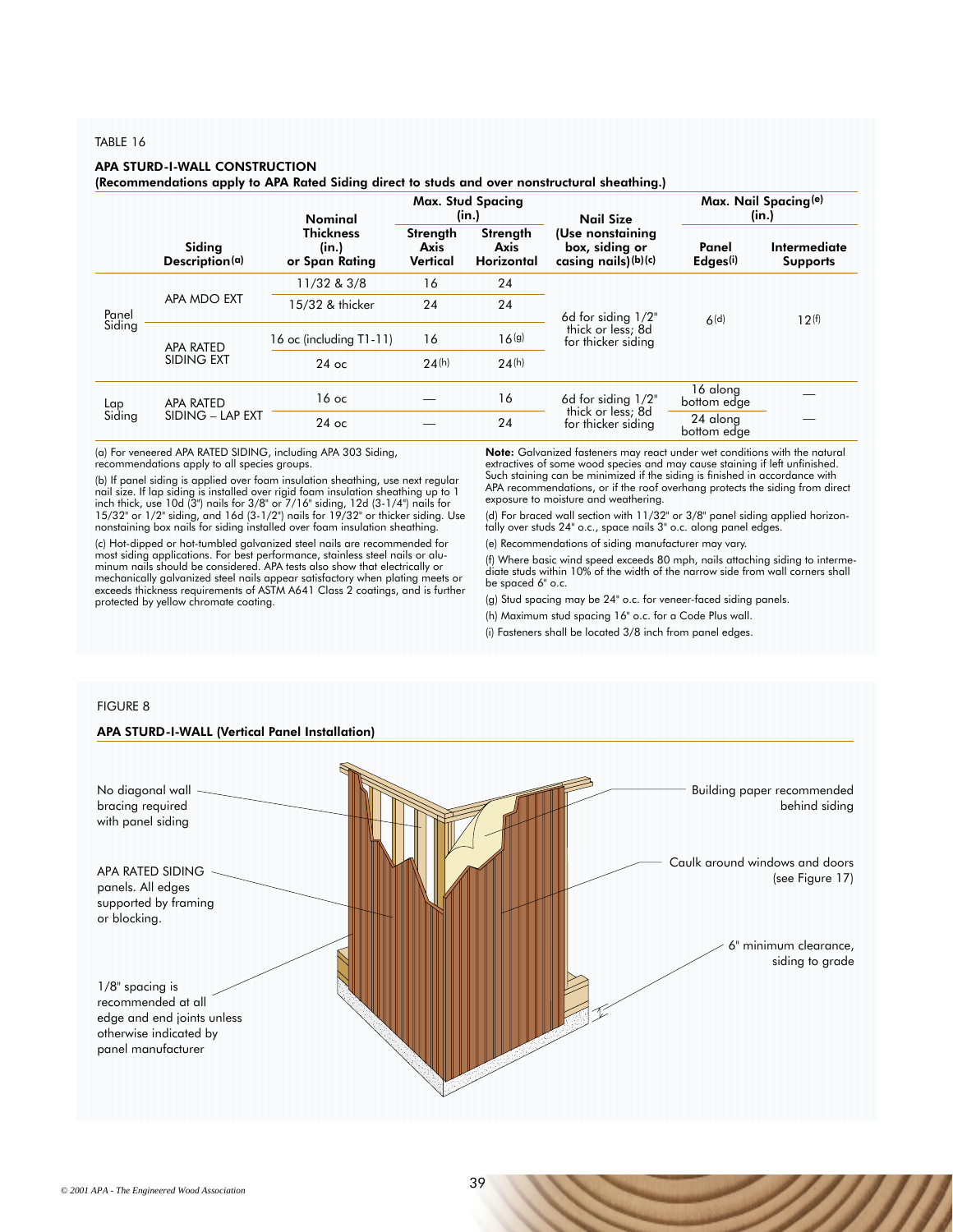TABLE 16

**APA STURD-I-WALL CONSTRUCTION**

**(Recommendations apply to APA Rated Siding direct to studs and over nonstructural sheathing.)**

| | Siding Description[(a)] | Nominal Thickness (in.) or Span Rating | Max. Stud Spacing (in.) | | Nail Size (Use nonstaining box, siding or casing nails)[(b)(c)] | Max. Nail Spacing[(e)] (in.) | |
|---|---|---|---|---|---|---|---|
| | | | Strength Axis Vertical | Strength Axis Horizontal | | Panel Edges[(i)] | Intermediate Supports |
| Panel Siding | APA MDO EXT | 11/32 & 3/8 | 16 | 24 | 6d for siding 1/2" thick or less; 8d for thicker siding | 6[(d)] | 12[(f)] |
| | | 15/32 & thicker | 24 | 24 | | | |
| | APA RATED SIDING EXT | 16 oc (including T1-11) | 16 | 16[(g)] | | | |
| | | 24 oc | 24[(h)] | 24[(h)] | | | |
| Lap Siding | APA RATED SIDING – LAP EXT | 16 oc | — | 16 | 6d for siding 1/2" thick or less; 8d for thicker siding | 16 along bottom edge | — |
| | | 24 oc | — | 24 | | 24 along bottom edge | — |

(a) For veneered APA RATED SIDING, including APA 303 Siding, recommendations apply to all species groups.

(b) If panel siding is applied over foam insulation sheathing, use next regular nail size. If lap siding is installed over rigid foam insulation sheathing up to 1 inch thick, use 10d (3") nails for 3/8" or 7/16" siding, 12d (3-1/4") nails for 15/32" or 1/2" siding, and 16d (3-1/2") nails for 19/32" or thicker siding. Use nonstaining box nails for siding installed over foam insulation sheathing.

(c) Hot-dipped or hot-tumbled galvanized steel nails are recommended for most siding applications. For best performance, stainless steel nails or aluminum nails should be considered. APA tests also show that electrically or mechanically galvanized steel nails appear satisfactory when plating meets or exceeds thickness requirements of ASTM A641 Class 2 coatings, and is further protected by yellow chromate coating.

**Note:** Galvanized fasteners may react under wet conditions with the natural extractives of some wood species and may cause staining if left unfinished. Such staining can be minimized if the siding is finished in accordance with APA recommendations, or if the roof overhang protects the siding from direct exposure to moisture and weathering.

(d) For braced wall section with 11/32" or 3/8" panel siding applied horizontally over studs 24" o.c., space nails 3" o.c. along panel edges.

(e) Recommendations of siding manufacturer may vary.

(f) Where basic wind speed exceeds 80 mph, nails attaching siding to intermediate studs within 10% of the width of the narrow side from wall corners shall be spaced 6" o.c.

(g) Stud spacing may be 24" o.c. for veneer-faced siding panels.

(h) Maximum stud spacing 16" o.c. for a Code Plus wall.

(i) Fasteners shall be located 3/8 inch from panel edges.

FIGURE 8

**APA STURD-I-WALL (Vertical Panel Installation)**

No diagonal wall bracing required with panel siding

APA RATED SIDING panels. All edges supported by framing or blocking.

1/8" spacing is recommended at all edge and end joints unless otherwise indicated by panel manufacturer

Building paper recommended behind siding

Caulk around windows and doors (see Figure 17)

6" minimum clearance, siding to grade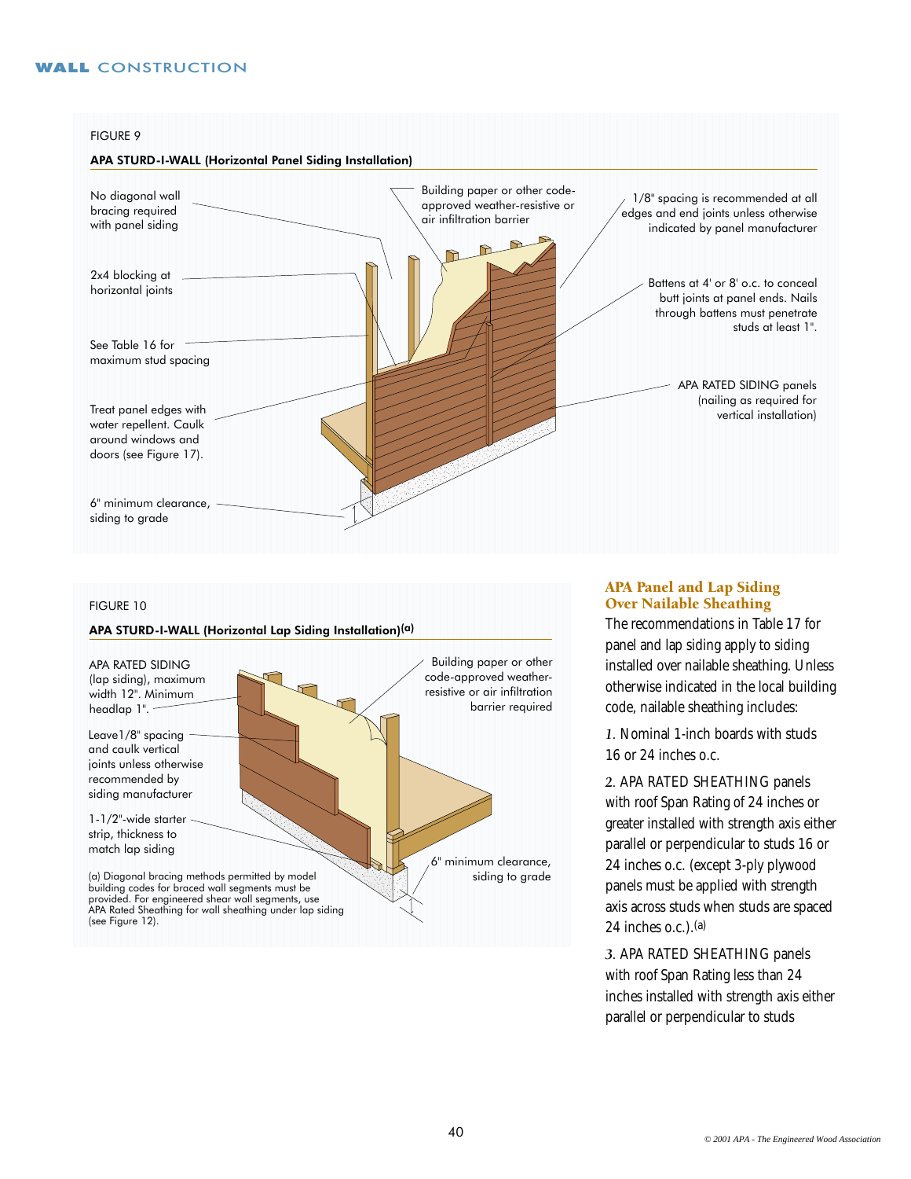FIGURE 9

**APA STURD-I-WALL (Horizontal Panel Siding Installation)**

No diagonal wall bracing required with panel siding

2x4 blocking at horizontal joints

See Table 16 for maximum stud spacing

Treat panel edges with water repellent. Caulk around windows and doors (see Figure 17).

6" minimum clearance, siding to grade

Building paper or other code-approved weather-resistive or air infiltration barrier

1/8" spacing is recommended at all edges and end joints unless otherwise indicated by panel manufacturer

Battens at 4' or 8' o.c. to conceal butt joints at panel ends. Nails through battens must penetrate studs at least 1".

APA RATED SIDING panels (nailing as required for vertical installation)

FIGURE 10

**APA STURD-I-WALL (Horizontal Lap Siding Installation)[(a)]**

APA RATED SIDING (lap siding), maximum width 12". Minimum headlap 1".

Leave 1/8" spacing and caulk vertical joints unless otherwise recommended by siding manufacturer

1-1/2"-wide starter strip, thickness to match lap siding

Building paper or other code-approved weather-resistive or air infiltration barrier required

6" minimum clearance, siding to grade

(a) Diagonal bracing methods permitted by model building codes for braced wall segments must be provided. For engineered shear wall segments, use APA Rated Sheathing for wall sheathing under lap siding (see Figure 12).

## APA Panel and Lap Siding Over Nailable Sheathing

The recommendations in Table 17 for panel and lap siding apply to siding installed over nailable sheathing. Unless otherwise indicated in the local building code, nailable sheathing includes:

*1.* Nominal 1-inch boards with studs 16 or 24 inches o.c.

*2.* APA RATED SHEATHING panels with roof Span Rating of 24 inches or greater installed with strength axis either parallel or perpendicular to studs 16 or 24 inches o.c. (except 3-ply plywood panels must be applied with strength axis across studs when studs are spaced 24 inches o.c.).[(a)]

*3.* APA RATED SHEATHING panels with roof Span Rating less than 24 inches installed with strength axis either parallel or perpendicular to studs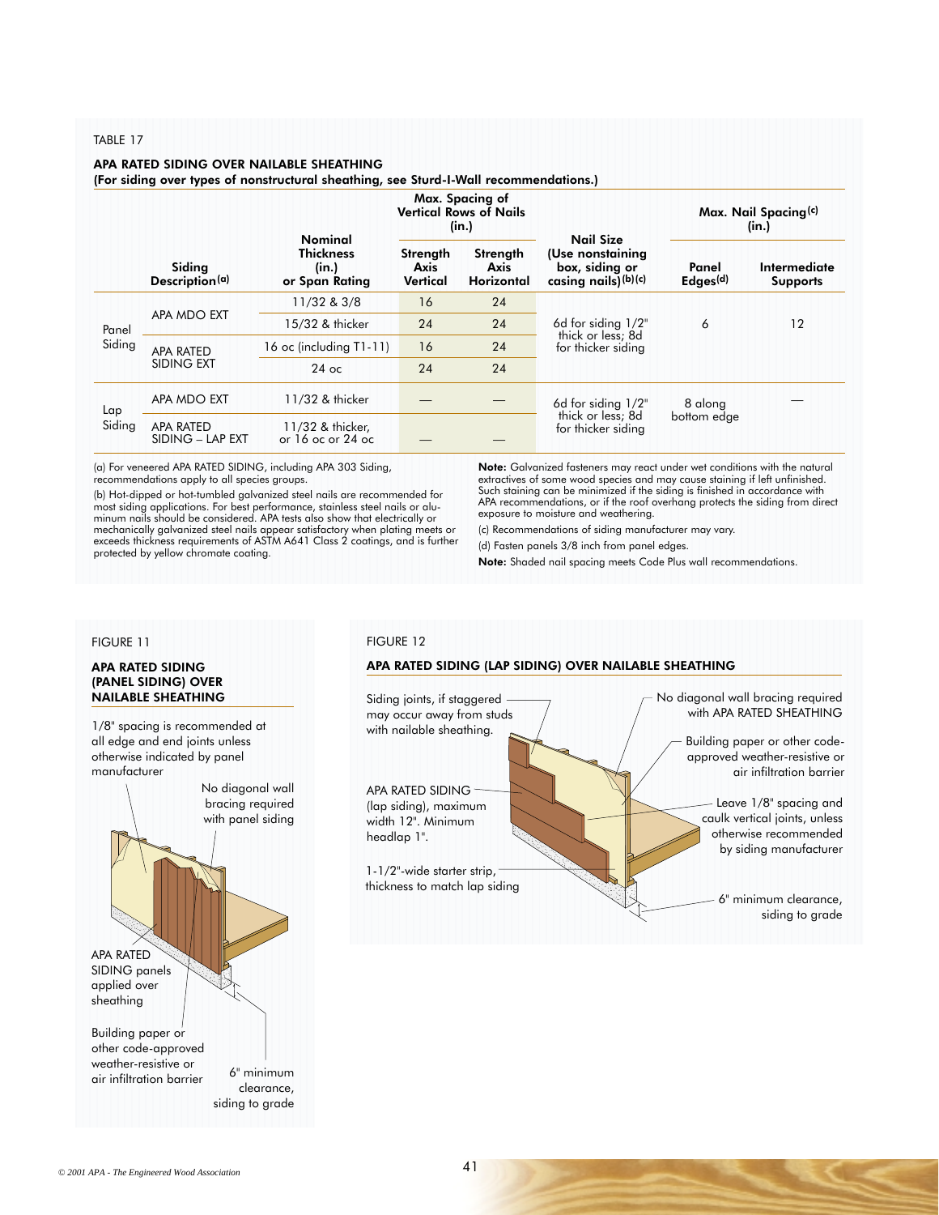TABLE 17

**APA RATED SIDING OVER NAILABLE SHEATHING**
**(For siding over types of nonstructural sheathing, see Sturd-I-Wall recommendations.)**

| | Siding Description[(a)] | Nominal Thickness (in.) or Span Rating | Max. Spacing of Vertical Rows of Nails (in.) | | Nail Size (Use nonstaining box, siding or casing nails)[(b)(c)] | Max. Nail Spacing[(c)] (in.) | |
|---|---|---|---|---|---|---|---|
| | | | Strength Axis Vertical | Strength Axis Horizontal | | Panel Edges[(d)] | Intermediate Supports |
| Panel Siding | APA MDO EXT | 11/32 & 3/8 | 16 | 24 | 6d for siding 1/2" thick or less; 8d for thicker siding | 6 | 12 |
| | | 15/32 & thicker | 24 | 24 | | | |
| | APA RATED SIDING EXT | 16 oc (including T1-11) | 16 | 24 | | | |
| | | 24 oc | 24 | 24 | | | |
| Lap Siding | APA MDO EXT | 11/32 & thicker | — | — | 6d for siding 1/2" thick or less; 8d for thicker siding | 8 along bottom edge | — |
| | APA RATED SIDING – LAP EXT | 11/32 & thicker, or 16 oc or 24 oc | — | — | | | |

(a) For veneered APA RATED SIDING, including APA 303 Siding, recommendations apply to all species groups.

(b) Hot-dipped or hot-tumbled galvanized steel nails are recommended for most siding applications. For best performance, stainless steel nails or aluminum nails should be considered. APA tests also show that electrically or mechanically galvanized steel nails appear satisfactory when plating meets or exceeds thickness requirements of ASTM A641 Class 2 coatings, and is further protected by yellow chromate coating.

**Note:** Galvanized fasteners may react under wet conditions with the natural extractives of some wood species and may cause staining if left unfinished. Such staining can be minimized if the siding is finished in accordance with APA recommendations, or if the roof overhang protects the siding from direct exposure to moisture and weathering.

(c) Recommendations of siding manufacturer may vary.

(d) Fasten panels 3/8 inch from panel edges.

**Note:** Shaded nail spacing meets Code Plus wall recommendations.

FIGURE 11

**APA RATED SIDING (PANEL SIDING) OVER NAILABLE SHEATHING**

1/8" spacing is recommended at all edge and end joints unless otherwise indicated by panel manufacturer

No diagonal wall bracing required with panel siding

APA RATED SIDING panels applied over sheathing

Building paper or other code-approved weather-resistive or air infiltration barrier

6" minimum clearance, siding to grade

FIGURE 12

**APA RATED SIDING (LAP SIDING) OVER NAILABLE SHEATHING**

Siding joints, if staggered may occur away from studs with nailable sheathing.

APA RATED SIDING (lap siding), maximum width 12". Minimum headlap 1".

1-1/2"-wide starter strip, thickness to match lap siding

No diagonal wall bracing required with APA RATED SHEATHING

Building paper or other code-approved weather-resistive or air infiltration barrier

Leave 1/8" spacing and caulk vertical joints, unless otherwise recommended by siding manufacturer

6" minimum clearance, siding to grade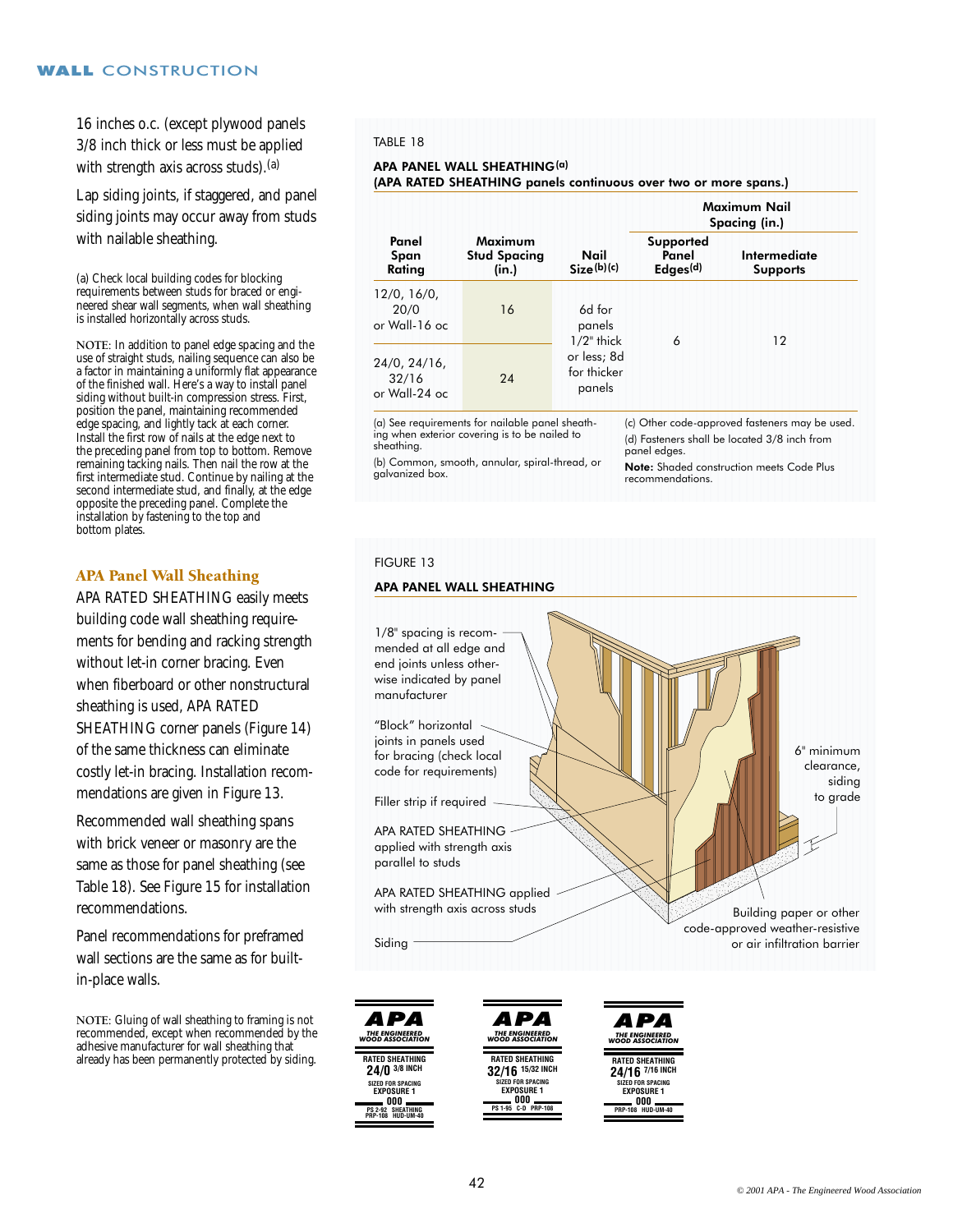16 inches o.c. (except plywood panels 3/8 inch thick or less must be applied with strength axis across studs).[a]

Lap siding joints, if staggered, and panel siding joints may occur away from studs with nailable sheathing.

(a) Check local building codes for blocking requirements between studs for braced or engineered shear wall segments, when wall sheathing is installed horizontally across studs.

NOTE: In addition to panel edge spacing and the use of straight studs, nailing sequence can also be a factor in maintaining a uniformly flat appearance of the finished wall. Here's a way to install panel siding without built-in compression stress. First, position the panel, maintaining recommended edge spacing, and lightly tack at each corner. Install the first row of nails at the edge next to the preceding panel from top to bottom. Remove remaining tacking nails. Then nail the row at the first intermediate stud. Continue by nailing at the second intermediate stud, and finally, at the edge opposite the preceding panel. Complete the installation by fastening to the top and bottom plates.

### APA Panel Wall Sheathing

APA RATED SHEATHING easily meets building code wall sheathing requirements for bending and racking strength without let-in corner bracing. Even when fiberboard or other nonstructural sheathing is used, APA RATED SHEATHING corner panels (Figure 14) of the same thickness can eliminate costly let-in bracing. Installation recommendations are given in Figure 13.

Recommended wall sheathing spans with brick veneer or masonry are the same as those for panel sheathing (see Table 18). See Figure 15 for installation recommendations.

Panel recommendations for preframed wall sections are the same as for built-in-place walls.

NOTE: Gluing of wall sheathing to framing is not recommended, except when recommended by the adhesive manufacturer for wall sheathing that already has been permanently protected by siding.

TABLE 18

**APA PANEL WALL SHEATHING[a]**
**(APA RATED SHEATHING panels continuous over two or more spans.)**

| Panel Span Rating | Maximum Stud Spacing (in.) | Nail Size[b][c] | Maximum Nail Spacing (in.) Supported Panel Edges[d] | Maximum Nail Spacing (in.) Intermediate Supports |
|---|---|---|---|---|
| 12/0, 16/0, 20/0 or Wall-16 oc | 16 | 6d for panels 1/2" thick or less; 8d for thicker panels | 6 | 12 |
| 24/0, 24/16, 32/16 or Wall-24 oc | 24 | | | |

(a) See requirements for nailable panel sheathing when exterior covering is to be nailed to sheathing.

(b) Common, smooth, annular, spiral-thread, or galvanized box.

(c) Other code-approved fasteners may be used.

(d) Fasteners shall be located 3/8 inch from panel edges.

**Note:** Shaded construction meets Code Plus recommendations.

FIGURE 13

**APA PANEL WALL SHEATHING**

1/8" spacing is recommended at all edge and end joints unless otherwise indicated by panel manufacturer

"Block" horizontal joints in panels used for bracing (check local code for requirements)

Filler strip if required

APA RATED SHEATHING applied with strength axis parallel to studs

APA RATED SHEATHING applied with strength axis across studs

Siding

6" minimum clearance, siding to grade

Building paper or other code-approved weather-resistive or air infiltration barrier

APA THE ENGINEERED WOOD ASSOCIATION RATED SHEATHING 24/0 3/8 INCH SIZED FOR SPACING EXPOSURE 1 000 PS 2-92 SHEATHING PRP-108 HUD-UM-40

APA THE ENGINEERED WOOD ASSOCIATION RATED SHEATHING 32/16 15/32 INCH SIZED FOR SPACING EXPOSURE 1 000 PS 1-95 C-D PRP-108

APA THE ENGINEERED WOOD ASSOCIATION RATED SHEATHING 24/16 7/16 INCH SIZED FOR SPACING EXPOSURE 1 000 PRP-108 HUD-UM-40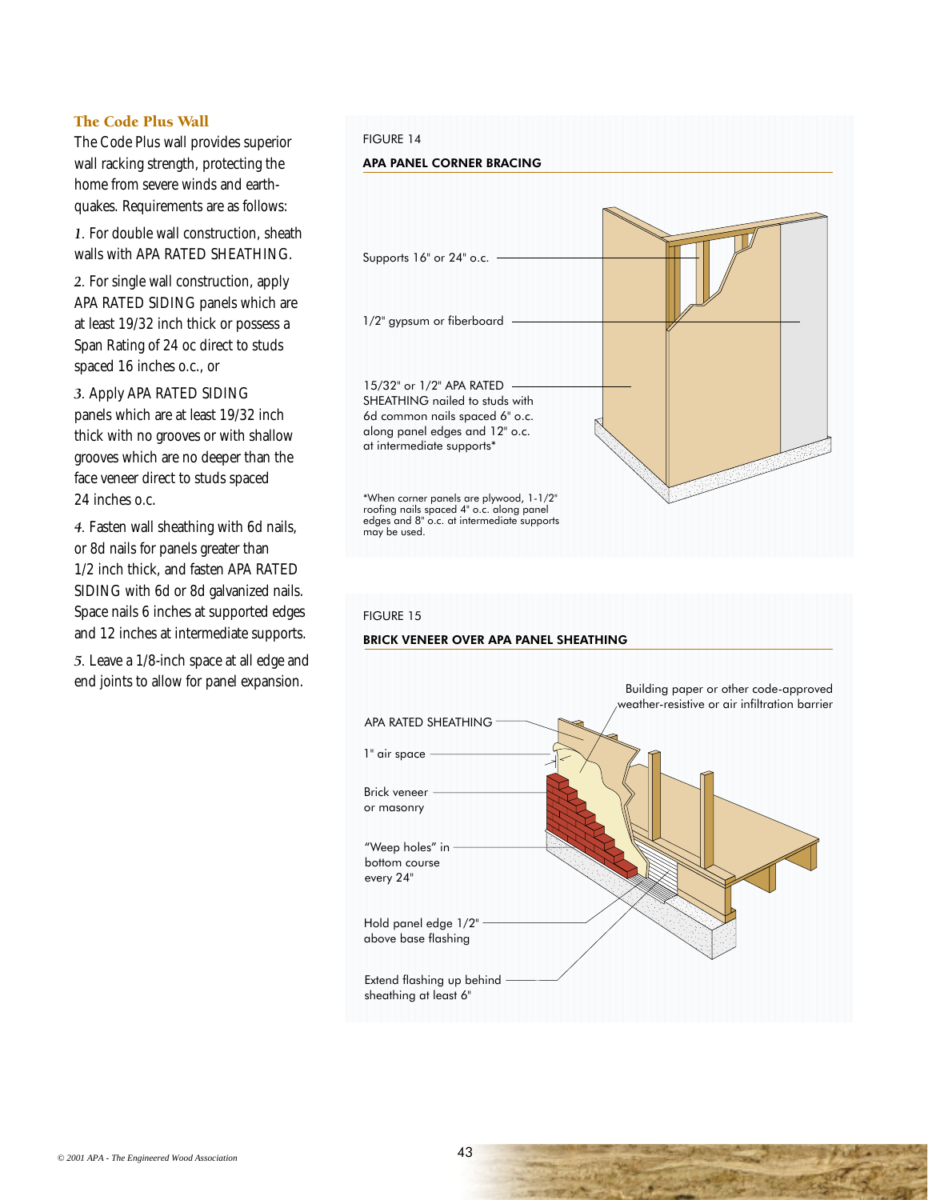### The Code Plus Wall

The Code Plus wall provides superior wall racking strength, protecting the home from severe winds and earthquakes. Requirements are as follows:

1. For double wall construction, sheath walls with APA RATED SHEATHING.

2. For single wall construction, apply APA RATED SIDING panels which are at least 19/32 inch thick or possess a Span Rating of 24 oc direct to studs spaced 16 inches o.c., or

3. Apply APA RATED SIDING panels which are at least 19/32 inch thick with no grooves or with shallow grooves which are no deeper than the face veneer direct to studs spaced 24 inches o.c.

4. Fasten wall sheathing with 6d nails, or 8d nails for panels greater than 1/2 inch thick, and fasten APA RATED SIDING with 6d or 8d galvanized nails. Space nails 6 inches at supported edges and 12 inches at intermediate supports.

5. Leave a 1/8-inch space at all edge and end joints to allow for panel expansion.

FIGURE 14

**APA PANEL CORNER BRACING**

Supports 16" or 24" o.c.

1/2" gypsum or fiberboard

15/32" or 1/2" APA RATED SHEATHING nailed to studs with 6d common nails spaced 6" o.c. along panel edges and 12" o.c. at intermediate supports*

*When corner panels are plywood, 1-1/2" roofing nails spaced 4" o.c. along panel edges and 8" o.c. at intermediate supports may be used.

FIGURE 15

**BRICK VENEER OVER APA PANEL SHEATHING**

Building paper or other code-approved weather-resistive or air infiltration barrier

APA RATED SHEATHING

1" air space

Brick veneer or masonry

"Weep holes" in bottom course every 24"

Hold panel edge 1/2" above base flashing

Extend flashing up behind sheathing at least 6"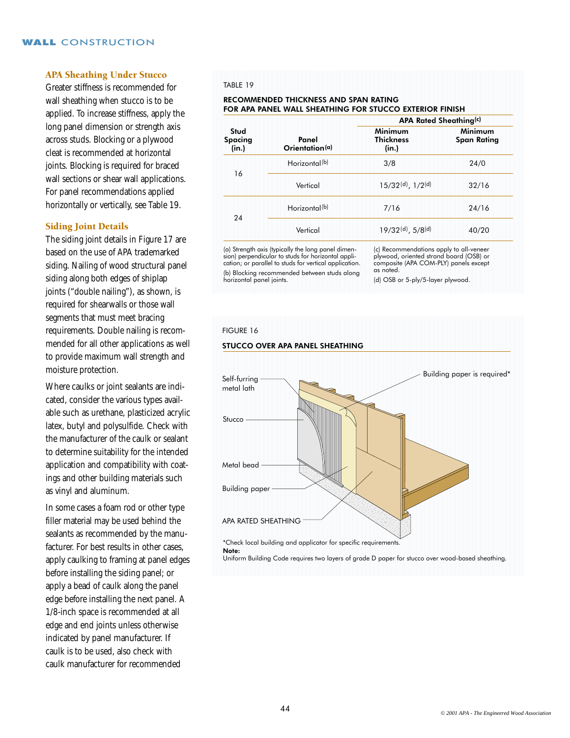## APA Sheathing Under Stucco

Greater stiffness is recommended for wall sheathing when stucco is to be applied. To increase stiffness, apply the long panel dimension or strength axis across studs. Blocking or a plywood cleat is recommended at horizontal joints. Blocking is required for braced wall sections or shear wall applications. For panel recommendations applied horizontally or vertically, see Table 19.

## Siding Joint Details

The siding joint details in Figure 17 are based on the use of APA trademarked siding. Nailing of wood structural panel siding along both edges of shiplap joints ("double nailing"), as shown, is required for shearwalls or those wall segments that must meet bracing requirements. Double nailing is recommended for all other applications as well to provide maximum wall strength and moisture protection.

Where caulks or joint sealants are indicated, consider the various types available such as urethane, plasticized acrylic latex, butyl and polysulfide. Check with the manufacturer of the caulk or sealant to determine suitability for the intended application and compatibility with coatings and other building materials such as vinyl and aluminum.

In some cases a foam rod or other type filler material may be used behind the sealants as recommended by the manufacturer. For best results in other cases, apply caulking to framing at panel edges before installing the siding panel; or apply a bead of caulk along the panel edge before installing the next panel. A 1/8-inch space is recommended at all edge and end joints unless otherwise indicated by panel manufacturer. If caulk is to be used, also check with caulk manufacturer for recommended

TABLE 19

**RECOMMENDED THICKNESS AND SPAN RATING FOR APA PANEL WALL SHEATHING FOR STUCCO EXTERIOR FINISH**

| Stud Spacing (in.) | Panel Orientation[a] | APA Rated Sheathing[c] Minimum Thickness (in.) | APA Rated Sheathing[c] Minimum Span Rating |
|---|---|---|---|
| 16 | Horizontal[b] | 3/8 | 24/0 |
| | Vertical | 15/32[d], 1/2[d] | 32/16 |
| 24 | Horizontal[b] | 7/16 | 24/16 |
| | Vertical | 19/32[d], 5/8[d] | 40/20 |

(a) Strength axis (typically the long panel dimension) perpendicular to studs for horizontal application; or parallel to studs for vertical application.

(b) Blocking recommended between studs along horizontal panel joints.

(c) Recommendations apply to all-veneer plywood, oriented strand board (OSB) or composite (APA COM-PLY) panels except as noted.

(d) OSB or 5-ply/5-layer plywood.

FIGURE 16

**STUCCO OVER APA PANEL SHEATHING**

Self-furring metal lath

Stucco

Metal bead

Building paper

APA RATED SHEATHING

Building paper is required*

*Check local building and applicator for specific requirements.

**Note:**
Uniform Building Code requires two layers of grade D paper for stucco over wood-based sheathing.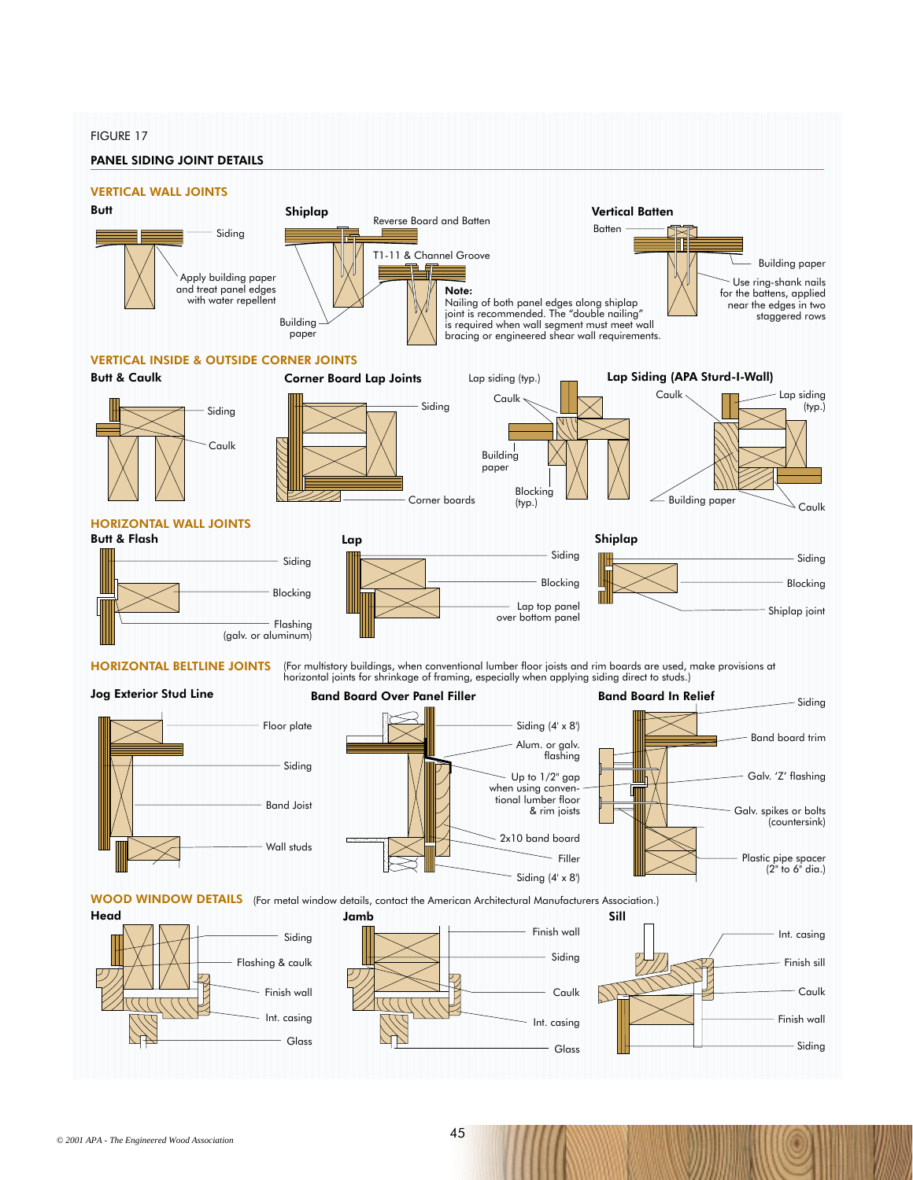FIGURE 17

## PANEL SIDING JOINT DETAILS

### VERTICAL WALL JOINTS

**Butt**

Siding

Apply building paper and treat panel edges with water repellent

**Shiplap**

Reverse Board and Batten

T1-11 & Channel Groove

Building paper

**Note:**
Nailing of both panel edges along shiplap joint is recommended. The "double nailing" is required when wall segment must meet wall bracing or engineered shear wall requirements.

**Vertical Batten**

Batten

Building paper

Use ring-shank nails for the battens, applied near the edges in two staggered rows

### VERTICAL INSIDE & OUTSIDE CORNER JOINTS

**Butt & Caulk**

Siding

Caulk

**Corner Board Lap Joints**

Siding

Corner boards

Lap siding (typ.)

Caulk

Building paper

Blocking (typ.)

**Lap Siding (APA Sturd-I-Wall)**

Caulk

Lap siding (typ.)

Building paper

Caulk

### HORIZONTAL WALL JOINTS

**Butt & Flash**

Siding

Blocking

Flashing (galv. or aluminum)

**Lap**

Siding

Blocking

Lap top panel over bottom panel

**Shiplap**

Siding

Blocking

Shiplap joint

### HORIZONTAL BELTLINE JOINTS

(For multistory buildings, when conventional lumber floor joists and rim boards are used, make provisions at horizontal joints for shrinkage of framing, especially when applying siding direct to studs.)

**Jog Exterior Stud Line**

Floor plate

Siding

Band Joist

Wall studs

**Band Board Over Panel Filler**

Siding (4' x 8')

Alum. or galv. flashing

Up to 1/2" gap when using conventional lumber floor & rim joists

2x10 band board

Filler

Siding (4' x 8')

**Band Board In Relief**

Siding

Band board trim

Galv. 'Z' flashing

Galv. spikes or bolts (countersink)

Plastic pipe spacer (2" to 6" dia.)

### WOOD WINDOW DETAILS

(For metal window details, contact the American Architectural Manufacturers Association.)

**Head**

Siding

Flashing & caulk

Finish wall

Int. casing

Glass

**Jamb**

Finish wall

Siding

Caulk

Int. casing

Glass

**Sill**

Int. casing

Finish sill

Caulk

Finish wall

Siding

© 2001 APA - The Engineered Wood Association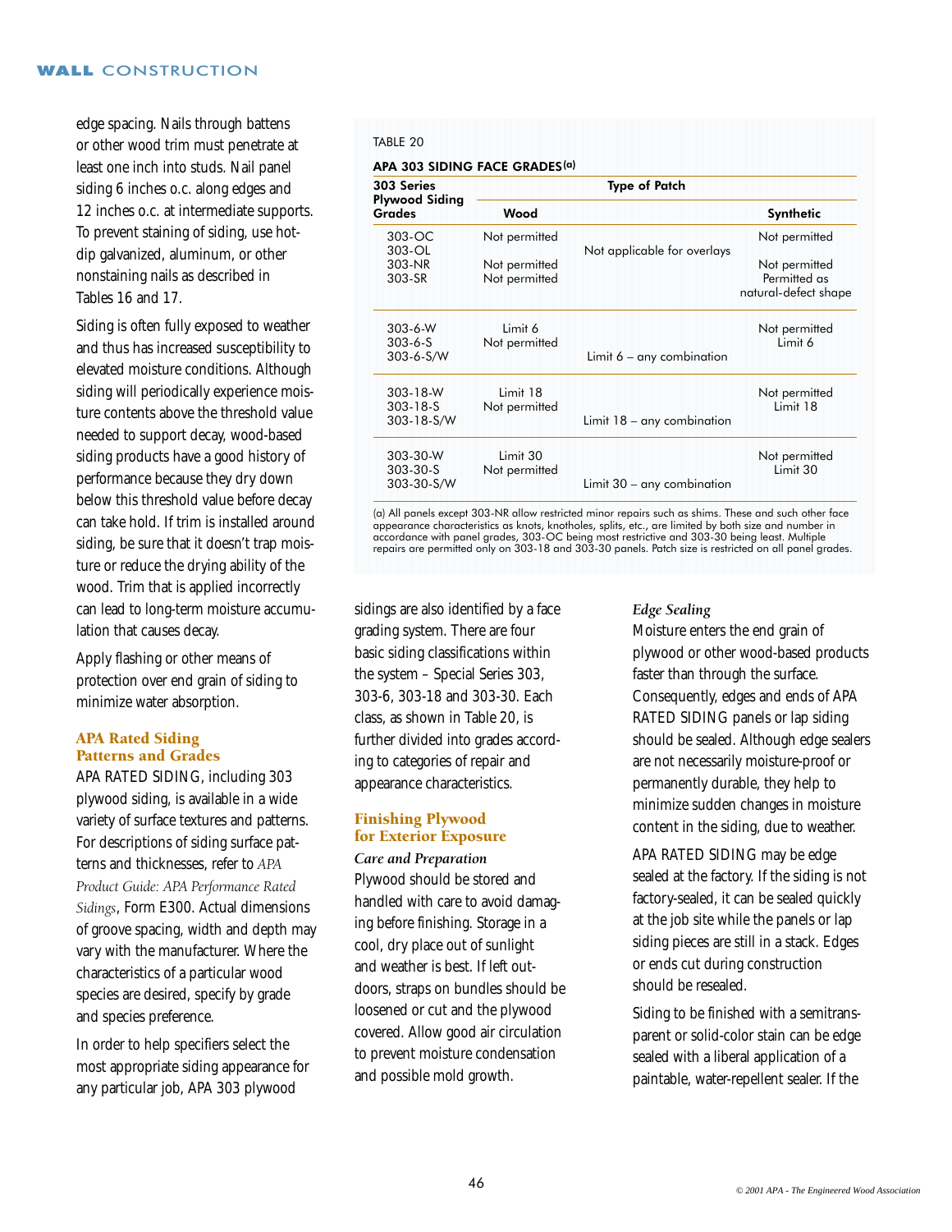edge spacing. Nails through battens or other wood trim must penetrate at least one inch into studs. Nail panel siding 6 inches o.c. along edges and 12 inches o.c. at intermediate supports. To prevent staining of siding, use hot-dip galvanized, aluminum, or other nonstaining nails as described in Tables 16 and 17.

Siding is often fully exposed to weather and thus has increased susceptibility to elevated moisture conditions. Although siding will periodically experience moisture contents above the threshold value needed to support decay, wood-based siding products have a good history of performance because they dry down below this threshold value before decay can take hold. If trim is installed around siding, be sure that it doesn't trap moisture or reduce the drying ability of the wood. Trim that is applied incorrectly can lead to long-term moisture accumulation that causes decay.

Apply flashing or other means of protection over end grain of siding to minimize water absorption.

### APA Rated Siding Patterns and Grades

APA RATED SIDING, including 303 plywood siding, is available in a wide variety of surface textures and patterns. For descriptions of siding surface patterns and thicknesses, refer to *APA Product Guide: APA Performance Rated Sidings*, Form E300. Actual dimensions of groove spacing, width and depth may vary with the manufacturer. Where the characteristics of a particular wood species are desired, specify by grade and species preference.

In order to help specifiers select the most appropriate siding appearance for any particular job, APA 303 plywood sidings are also identified by a face grading system. There are four basic siding classifications within the system – Special Series 303, 303-6, 303-18 and 303-30. Each class, as shown in Table 20, is further divided into grades according to categories of repair and appearance characteristics.

TABLE 20

**APA 303 SIDING FACE GRADES[(a)]**

| 303 Series Plywood Siding Grades | Type of Patch | | |
|---|---|---|---|
| | Wood | | Synthetic |
| 303-OC | Not permitted | Not applicable for overlays | Not permitted |
| 303-OL | | | |
| 303-NR | Not permitted | | Not permitted |
| 303-SR | Not permitted | | Permitted as natural-defect shape |
| 303-6-W | Limit 6 | | Not permitted |
| 303-6-S | Not permitted | | Limit 6 |
| 303-6-S/W | | Limit 6 – any combination | |
| 303-18-W | Limit 18 | | Not permitted |
| 303-18-S | Not permitted | | Limit 18 |
| 303-18-S/W | | Limit 18 – any combination | |
| 303-30-W | Limit 30 | | Not permitted |
| 303-30-S | Not permitted | | Limit 30 |
| 303-30-S/W | | Limit 30 – any combination | |

(a) All panels except 303-NR allow restricted minor repairs such as shims. These and such other face appearance characteristics as knots, knotholes, splits, etc., are limited by both size and number in accordance with panel grades, 303-OC being most restrictive and 303-30 being least. Multiple repairs are permitted only on 303-18 and 303-30 panels. Patch size is restricted on all panel grades.

### Finishing Plywood for Exterior Exposure

#### *Care and Preparation*

Plywood should be stored and handled with care to avoid damaging before finishing. Storage in a cool, dry place out of sunlight and weather is best. If left outdoors, straps on bundles should be loosened or cut and the plywood covered. Allow good air circulation to prevent moisture condensation and possible mold growth.

#### *Edge Sealing*

Moisture enters the end grain of plywood or other wood-based products faster than through the surface. Consequently, edges and ends of APA RATED SIDING panels or lap siding should be sealed. Although edge sealers are not necessarily moisture-proof or permanently durable, they help to minimize sudden changes in moisture content in the siding, due to weather.

APA RATED SIDING may be edge sealed at the factory. If the siding is not factory-sealed, it can be sealed quickly at the job site while the panels or lap siding pieces are still in a stack. Edges or ends cut during construction should be resealed.

Siding to be finished with a semitransparent or solid-color stain can be edge sealed with a liberal application of a paintable, water-repellent sealer. If the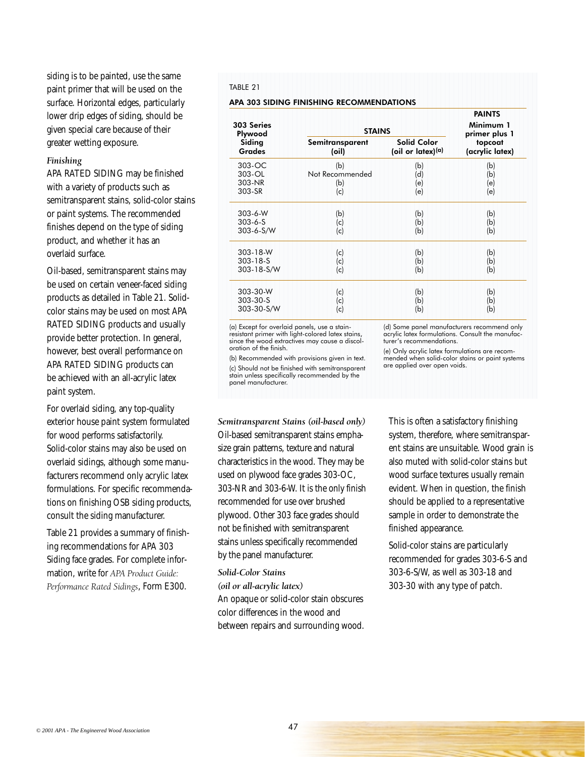siding is to be painted, use the same paint primer that will be used on the surface. Horizontal edges, particularly lower drip edges of siding, should be given special care because of their greater wetting exposure.

### *Finishing*

APA RATED SIDING may be finished with a variety of products such as semitransparent stains, solid-color stains or paint systems. The recommended finishes depend on the type of siding product, and whether it has an overlaid surface.

Oil-based, semitransparent stains may be used on certain veneer-faced siding products as detailed in Table 21. Solid-color stains may be used on most APA RATED SIDING products and usually provide better protection. In general, however, best overall performance on APA RATED SIDING products can be achieved with an all-acrylic latex paint system.

For overlaid siding, any top-quality exterior house paint system formulated for wood performs satisfactorily. Solid-color stains may also be used on overlaid sidings, although some manufacturers recommend only acrylic latex formulations. For specific recommendations on finishing OSB siding products, consult the siding manufacturer.

Table 21 provides a summary of finishing recommendations for APA 303 Siding face grades. For complete information, write for *APA Product Guide: Performance Rated Sidings*, Form E300.

TABLE 21

**APA 303 SIDING FINISHING RECOMMENDATIONS**

| 303 Series Plywood Siding Grades | STAINS | | PAINTS |
|---|---|---|---|
| | Semitransparent (oil) | Solid Color (oil or latex)[(a)] | Minimum 1 primer plus 1 topcoat (acrylic latex) |
| 303-OC | (b) | (b) | (b) |
| 303-OL | Not Recommended | (d) | (b) |
| 303-NR | (b) | (e) | (e) |
| 303-SR | (c) | (e) | (e) |
| 303-6-W | (b) | (b) | (b) |
| 303-6-S | (c) | (b) | (b) |
| 303-6-S/W | (c) | (b) | (b) |
| 303-18-W | (c) | (b) | (b) |
| 303-18-S | (c) | (b) | (b) |
| 303-18-S/W | (c) | (b) | (b) |
| 303-30-W | (c) | (b) | (b) |
| 303-30-S | (c) | (b) | (b) |
| 303-30-S/W | (c) | (b) | (b) |

(a) Except for overlaid panels, use a stain-resistant primer with light-colored latex stains, since the wood extractives may cause a discoloration of the finish.

(b) Recommended with provisions given in text.

(c) Should not be finished with semitransparent stain unless specifically recommended by the panel manufacturer.

(d) Some panel manufacturers recommend only acrylic latex formulations. Consult the manufacturer's recommendations.

(e) Only acrylic latex formulations are recommended when solid-color stains or paint systems are applied over open voids.

### *Semitransparent Stains (oil-based only)*

Oil-based semitransparent stains emphasize grain patterns, texture and natural characteristics in the wood. They may be used on plywood face grades 303-OC, 303-NR and 303-6-W. It is the only finish recommended for use over brushed plywood. Other 303 face grades should not be finished with semitransparent stains unless specifically recommended by the panel manufacturer.

### *Solid-Color Stains (oil or all-acrylic latex)*

An opaque or solid-color stain obscures color differences in the wood and between repairs and surrounding wood. This is often a satisfactory finishing system, therefore, where semitransparent stains are unsuitable. Wood grain is also muted with solid-color stains but wood surface textures usually remain evident. When in question, the finish should be applied to a representative sample in order to demonstrate the finished appearance.

Solid-color stains are particularly recommended for grades 303-6-S and 303-6-S/W, as well as 303-18 and 303-30 with any type of patch.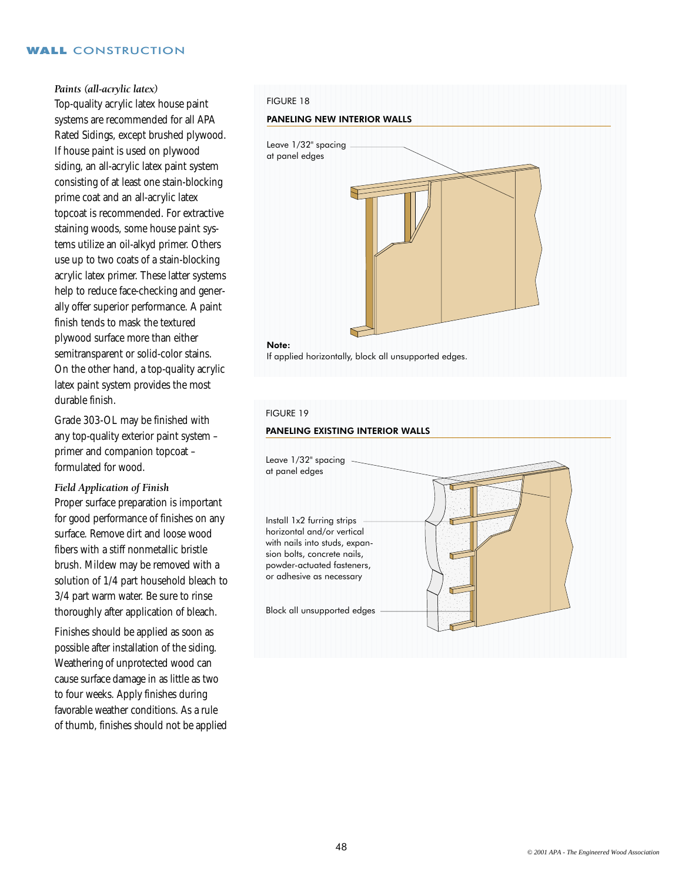*Paints (all-acrylic latex)*

Top-quality acrylic latex house paint systems are recommended for all APA Rated Sidings, except brushed plywood. If house paint is used on plywood siding, an all-acrylic latex paint system consisting of at least one stain-blocking prime coat and an all-acrylic latex topcoat is recommended. For extractive staining woods, some house paint systems utilize an oil-alkyd primer. Others use up to two coats of a stain-blocking acrylic latex primer. These latter systems help to reduce face-checking and generally offer superior performance. A paint finish tends to mask the textured plywood surface more than either semitransparent or solid-color stains. On the other hand, a top-quality acrylic latex paint system provides the most durable finish.

Grade 303-OL may be finished with any top-quality exterior paint system – primer and companion topcoat – formulated for wood.

*Field Application of Finish*

Proper surface preparation is important for good performance of finishes on any surface. Remove dirt and loose wood fibers with a stiff nonmetallic bristle brush. Mildew may be removed with a solution of 1/4 part household bleach to 3/4 part warm water. Be sure to rinse thoroughly after application of bleach.

Finishes should be applied as soon as possible after installation of the siding. Weathering of unprotected wood can cause surface damage in as little as two to four weeks. Apply finishes during favorable weather conditions. As a rule of thumb, finishes should not be applied

FIGURE 18

**PANELING NEW INTERIOR WALLS**

Leave 1/32" spacing at panel edges

**Note:**
If applied horizontally, block all unsupported edges.

FIGURE 19

**PANELING EXISTING INTERIOR WALLS**

Leave 1/32" spacing at panel edges

Install 1x2 furring strips horizontal and/or vertical with nails into studs, expansion bolts, concrete nails, powder-actuated fasteners, or adhesive as necessary

Block all unsupported edges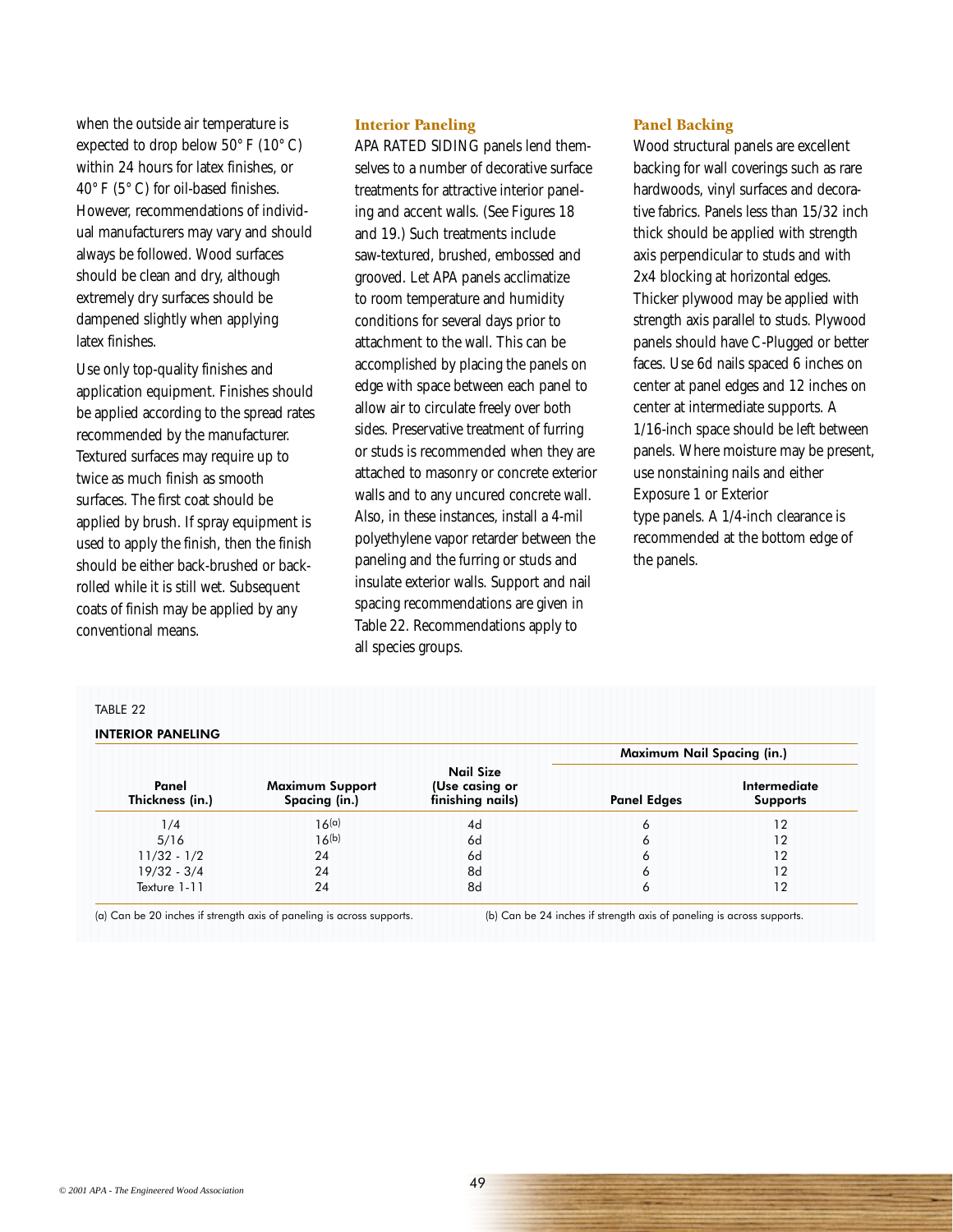when the outside air temperature is expected to drop below 50° F (10° C) within 24 hours for latex finishes, or 40° F (5° C) for oil-based finishes. However, recommendations of individual manufacturers may vary and should always be followed. Wood surfaces should be clean and dry, although extremely dry surfaces should be dampened slightly when applying latex finishes.

Use only top-quality finishes and application equipment. Finishes should be applied according to the spread rates recommended by the manufacturer. Textured surfaces may require up to twice as much finish as smooth surfaces. The first coat should be applied by brush. If spray equipment is used to apply the finish, then the finish should be either back-brushed or back-rolled while it is still wet. Subsequent coats of finish may be applied by any conventional means.

## Interior Paneling

APA RATED SIDING panels lend themselves to a number of decorative surface treatments for attractive interior paneling and accent walls. (See Figures 18 and 19.) Such treatments include saw-textured, brushed, embossed and grooved. Let APA panels acclimatize to room temperature and humidity conditions for several days prior to attachment to the wall. This can be accomplished by placing the panels on edge with space between each panel to allow air to circulate freely over both sides. Preservative treatment of furring or studs is recommended when they are attached to masonry or concrete exterior walls and to any uncured concrete wall. Also, in these instances, install a 4-mil polyethylene vapor retarder between the paneling and the furring or studs and insulate exterior walls. Support and nail spacing recommendations are given in Table 22. Recommendations apply to all species groups.

## Panel Backing

Wood structural panels are excellent backing for wall coverings such as rare hardwoods, vinyl surfaces and decorative fabrics. Panels less than 15/32 inch thick should be applied with strength axis perpendicular to studs and with 2x4 blocking at horizontal edges. Thicker plywood may be applied with strength axis parallel to studs. Plywood panels should have C-Plugged or better faces. Use 6d nails spaced 6 inches on center at panel edges and 12 inches on center at intermediate supports. A 1/16-inch space should be left between panels. Where moisture may be present, use nonstaining nails and either Exposure 1 or Exterior type panels. A 1/4-inch clearance is recommended at the bottom edge of the panels.

TABLE 22

**INTERIOR PANELING**

| Panel Thickness (in.) | Maximum Support Spacing (in.) | Nail Size (Use casing or finishing nails) | Maximum Nail Spacing (in.) | |
|---|---|---|---|---|
| | | | Panel Edges | Intermediate Supports |
| 1/4 | 16[a] | 4d | 6 | 12 |
| 5/16 | 16[b] | 6d | 6 | 12 |
| 11/32 - 1/2 | 24 | 6d | 6 | 12 |
| 19/32 - 3/4 | 24 | 8d | 6 | 12 |
| Texture 1-11 | 24 | 8d | 6 | 12 |

(a) Can be 20 inches if strength axis of paneling is across supports.

(b) Can be 24 inches if strength axis of paneling is across supports.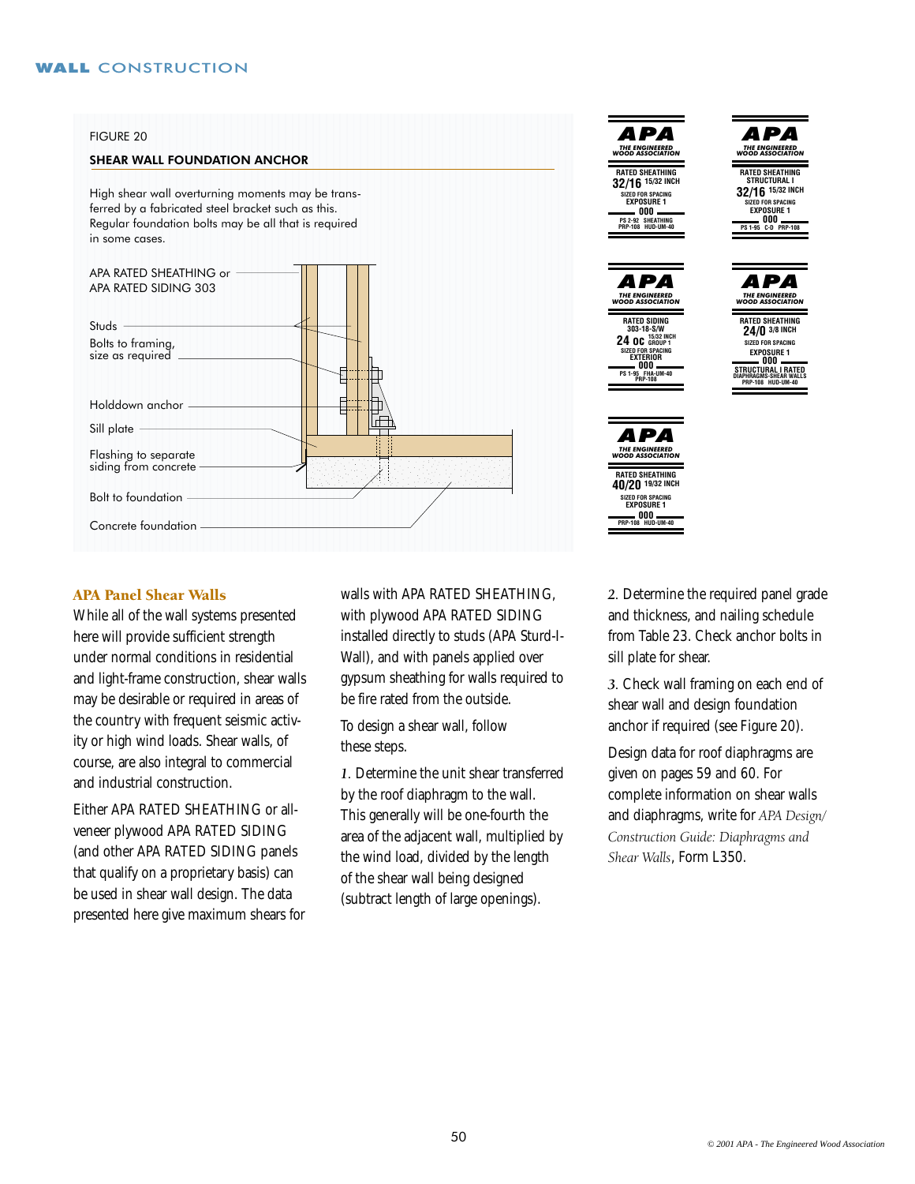FIGURE 20

**SHEAR WALL FOUNDATION ANCHOR**

High shear wall overturning moments may be transferred by a fabricated steel bracket such as this. Regular foundation bolts may be all that is required in some cases.

APA RATED SHEATHING or APA RATED SIDING 303

Studs

Bolts to framing, size as required

Holddown anchor

Sill plate

Flashing to separate siding from concrete

Bolt to foundation

Concrete foundation

APA THE ENGINEERED WOOD ASSOCIATION
RATED SHEATHING
32/16 15/32 INCH
SIZED FOR SPACING
EXPOSURE 1
000
PS 2-92 SHEATHING
PRP-108 HUD-UM-40

APA THE ENGINEERED WOOD ASSOCIATION
RATED SHEATHING
STRUCTURAL I
32/16 15/32 INCH
SIZED FOR SPACING
EXPOSURE 1
000
PS 1-95 C-D PRP-108

APA THE ENGINEERED WOOD ASSOCIATION
RATED SIDING
303-18-S/W
24 oc 15/32 INCH GROUP 1
SIZED FOR SPACING
EXTERIOR
000
PS 1-95 FHA-UM-40
PRP-108

APA THE ENGINEERED WOOD ASSOCIATION
RATED SHEATHING
24/0 3/8 INCH
SIZED FOR SPACING
EXPOSURE 1
000
STRUCTURAL I RATED
DIAPHRAGMS-SHEAR WALLS
PRP-108 HUD-UM-40

APA THE ENGINEERED WOOD ASSOCIATION
RATED SHEATHING
40/20 19/32 INCH
SIZED FOR SPACING
EXPOSURE 1
000
PRP-108 HUD-UM-40

## APA Panel Shear Walls

While all of the wall systems presented here will provide sufficient strength under normal conditions in residential and light-frame construction, shear walls may be desirable or required in areas of the country with frequent seismic activity or high wind loads. Shear walls, of course, are also integral to commercial and industrial construction.

Either APA RATED SHEATHING or all-veneer plywood APA RATED SIDING (and other APA RATED SIDING panels that qualify on a proprietary basis) can be used in shear wall design. The data presented here give maximum shears for walls with APA RATED SHEATHING, with plywood APA RATED SIDING installed directly to studs (APA Sturd-I-Wall), and with panels applied over gypsum sheathing for walls required to be fire rated from the outside.

To design a shear wall, follow these steps.

*1.* Determine the unit shear transferred by the roof diaphragm to the wall. This generally will be one-fourth the area of the adjacent wall, multiplied by the wind load, divided by the length of the shear wall being designed (subtract length of large openings).

*2.* Determine the required panel grade and thickness, and nailing schedule from Table 23. Check anchor bolts in sill plate for shear.

*3.* Check wall framing on each end of shear wall and design foundation anchor if required (see Figure 20).

Design data for roof diaphragms are given on pages 59 and 60. For complete information on shear walls and diaphragms, write for *APA Design/Construction Guide: Diaphragms and Shear Walls*, Form L350.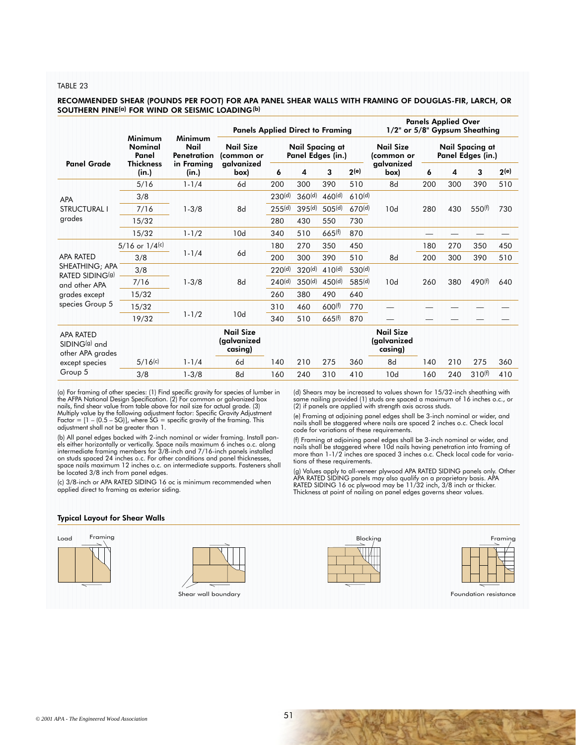TABLE 23

**RECOMMENDED SHEAR (POUNDS PER FOOT) FOR APA PANEL SHEAR WALLS WITH FRAMING OF DOUGLAS-FIR, LARCH, OR SOUTHERN PINE[(a)] FOR WIND OR SEISMIC LOADING[(b)]**

| Panel Grade | Minimum Nominal Panel Thickness (in.) | Minimum Nail Penetration in Framing (in.) | Panels Applied Direct to Framing | | | | | Panels Applied Over 1/2" or 5/8" Gypsum Sheathing | | | | |
|---|---|---|---|---|---|---|---|---|---|---|---|---|
| | | | Nail Size (common or galvanized box) | Nail Spacing at Panel Edges (in.) | | | | Nail Size (common or galvanized box) | Nail Spacing at Panel Edges (in.) | | | |
| | | | | 6 | 4 | 3 | 2[(e)] | | 6 | 4 | 3 | 2[(e)] |
| APA STRUCTURAL I grades | 5/16 | 1-1/4 | 6d | 200 | 300 | 390 | 510 | 8d | 200 | 300 | 390 | 510 |
| | 3/8 | 1-3/8 | 8d | 230[(d)] | 360[(d)] | 460[(d)] | 610[(d)] | 10d | 280 | 430 | 550[(f)] | 730 |
| | 7/16 | | | 255[(d)] | 395[(d)] | 505[(d)] | 670[(d)] | | | | | |
| | 15/32 | | | 280 | 430 | 550 | 730 | | | | | |
| | 15/32 | 1-1/2 | 10d | 340 | 510 | 665[(f)] | 870 | | — | — | — | — |
| APA RATED SHEATHING; APA RATED SIDING[(g)] and other APA grades except species Group 5 | 5/16 or 1/4[(c)] | 1-1/4 | 6d | 180 | 270 | 350 | 450 | 8d | 180 | 270 | 350 | 450 |
| | 3/8 | | | 200 | 300 | 390 | 510 | | 200 | 300 | 390 | 510 |
| | 3/8 | 1-3/8 | 8d | 220[(d)] | 320[(d)] | 410[(d)] | 530[(d)] | 10d | 260 | 380 | 490[(f)] | 640 |
| | 7/16 | | | 240[(d)] | 350[(d)] | 450[(d)] | 585[(d)] | | | | | |
| | 15/32 | | | 260 | 380 | 490 | 640 | | | | | |
| | 15/32 | 1-1/2 | 10d | 310 | 460 | 600[(f)] | 770 | — | — | — | — | — |
| | 19/32 | | | 340 | 510 | 665[(f)] | 870 | — | — | — | — | — |
| | | | **Nail Size (galvanized casing)** | | | | | **Nail Size (galvanized casing)** | | | | |
| APA RATED SIDING[(g)] and other APA grades except species Group 5 | 5/16[(c)] | 1-1/4 | 6d | 140 | 210 | 275 | 360 | 8d | 140 | 210 | 275 | 360 |
| | 3/8 | 1-3/8 | 8d | 160 | 240 | 310 | 410 | 10d | 160 | 240 | 310[(f)] | 410 |

(a) For framing of other species: (1) Find specific gravity for species of lumber in the AFPA National Design Specification. (2) For common or galvanized box nails, find shear value from table above for nail size for actual grade. (3) Multiply value by the following adjustment factor: Specific Gravity Adjustment Factor = [1 – (0.5 – SG)], where SG = specific gravity of the framing. This adjustment shall not be greater than 1.

(b) All panel edges backed with 2-inch nominal or wider framing. Install panels either horizontally or vertically. Space nails maximum 6 inches o.c. along intermediate framing members for 3/8-inch and 7/16-inch panels installed on studs spaced 24 inches o.c. For other conditions and panel thicknesses, space nails maximum 12 inches o.c. on intermediate supports. Fasteners shall be located 3/8 inch from panel edges.

(c) 3/8-inch or APA RATED SIDING 16 oc is minimum recommended when applied direct to framing as exterior siding.

(d) Shears may be increased to values shown for 15/32-inch sheathing with same nailing provided (1) studs are spaced a maximum of 16 inches o.c., or (2) if panels are applied with strength axis across studs.

(e) Framing at adjoining panel edges shall be 3-inch nominal or wider, and nails shall be staggered where nails are spaced 2 inches o.c. Check local code for variations of these requirements.

(f) Framing at adjoining panel edges shall be 3-inch nominal or wider, and nails shall be staggered where 10d nails having penetration into framing of more than 1-1/2 inches are spaced 3 inches o.c. Check local code for variations of these requirements.

(g) Values apply to all-veneer plywood APA RATED SIDING panels only. Other APA RATED SIDING panels may also qualify on a proprietary basis. APA RATED SIDING 16 oc plywood may be 11/32 inch, 3/8 inch or thicker. Thickness at point of nailing on panel edges governs shear values.

**Typical Layout for Shear Walls**

Load — Framing

Shear wall boundary

Blocking

Framing — Foundation resistance

© 2001 APA - The Engineered Wood Association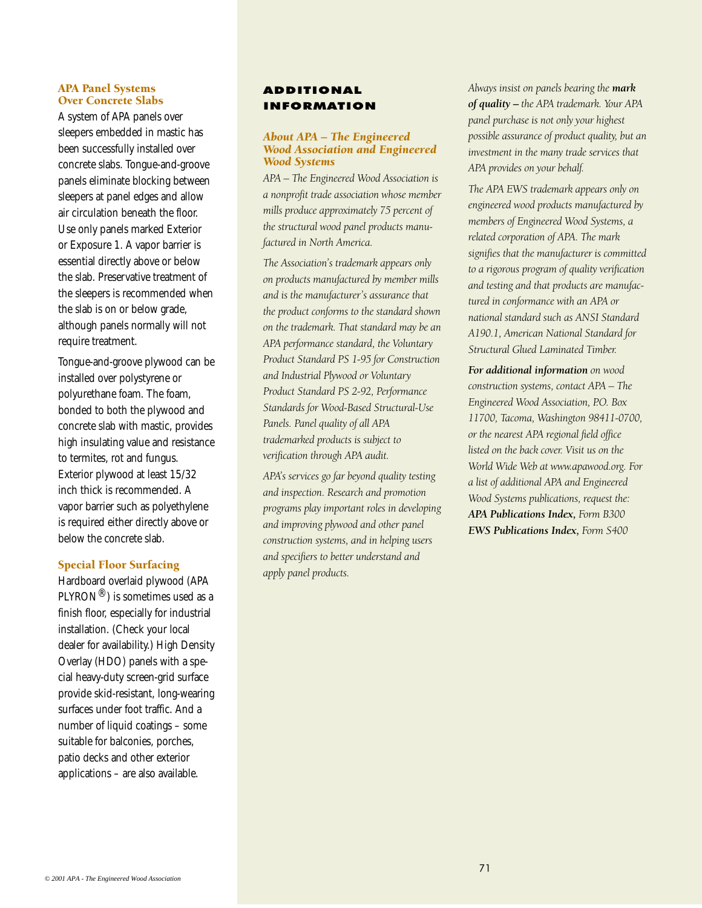### APA Panel Systems Over Concrete Slabs

A system of APA panels over sleepers embedded in mastic has been successfully installed over concrete slabs. Tongue-and-groove panels eliminate blocking between sleepers at panel edges and allow air circulation beneath the floor. Use only panels marked Exterior or Exposure 1. A vapor barrier is essential directly above or below the slab. Preservative treatment of the sleepers is recommended when the slab is on or below grade, although panels normally will not require treatment.

Tongue-and-groove plywood can be installed over polystyrene or polyurethane foam. The foam, bonded to both the plywood and concrete slab with mastic, provides high insulating value and resistance to termites, rot and fungus. Exterior plywood at least 15/32 inch thick is recommended. A vapor barrier such as polyethylene is required either directly above or below the concrete slab.

### Special Floor Surfacing

Hardboard overlaid plywood (APA PLYRON®) is sometimes used as a finish floor, especially for industrial installation. (Check your local dealer for availability.) High Density Overlay (HDO) panels with a special heavy-duty screen-grid surface provide skid-resistant, long-wearing surfaces under foot traffic. And a number of liquid coatings – some suitable for balconies, porches, patio decks and other exterior applications – are also available.

## ADDITIONAL INFORMATION

### *About APA – The Engineered Wood Association and Engineered Wood Systems*

*APA – The Engineered Wood Association is a nonprofit trade association whose member mills produce approximately 75 percent of the structural wood panel products manufactured in North America.*

*The Association's trademark appears only on products manufactured by member mills and is the manufacturer's assurance that the product conforms to the standard shown on the trademark. That standard may be an APA performance standard, the Voluntary Product Standard PS 1-95 for Construction and Industrial Plywood or Voluntary Product Standard PS 2-92, Performance Standards for Wood-Based Structural-Use Panels. Panel quality of all APA trademarked products is subject to verification through APA audit.*

*APA's services go far beyond quality testing and inspection. Research and promotion programs play important roles in developing and improving plywood and other panel construction systems, and in helping users and specifiers to better understand and apply panel products.*

*Always insist on panels bearing the* ***mark of quality –*** *the APA trademark. Your APA panel purchase is not only your highest possible assurance of product quality, but an investment in the many trade services that APA provides on your behalf.*

*The APA EWS trademark appears only on engineered wood products manufactured by members of Engineered Wood Systems, a related corporation of APA. The mark signifies that the manufacturer is committed to a rigorous program of quality verification and testing and that products are manufactured in conformance with an APA or national standard such as ANSI Standard A190.1, American National Standard for Structural Glued Laminated Timber.*

***For additional information*** *on wood construction systems, contact APA – The Engineered Wood Association, P.O. Box 11700, Tacoma, Washington 98411-0700, or the nearest APA regional field office listed on the back cover. Visit us on the World Wide Web at www.apawood.org. For a list of additional APA and Engineered Wood Systems publications, request the:*
***APA Publications Index,*** *Form B300*
***EWS Publications Index,*** *Form S400*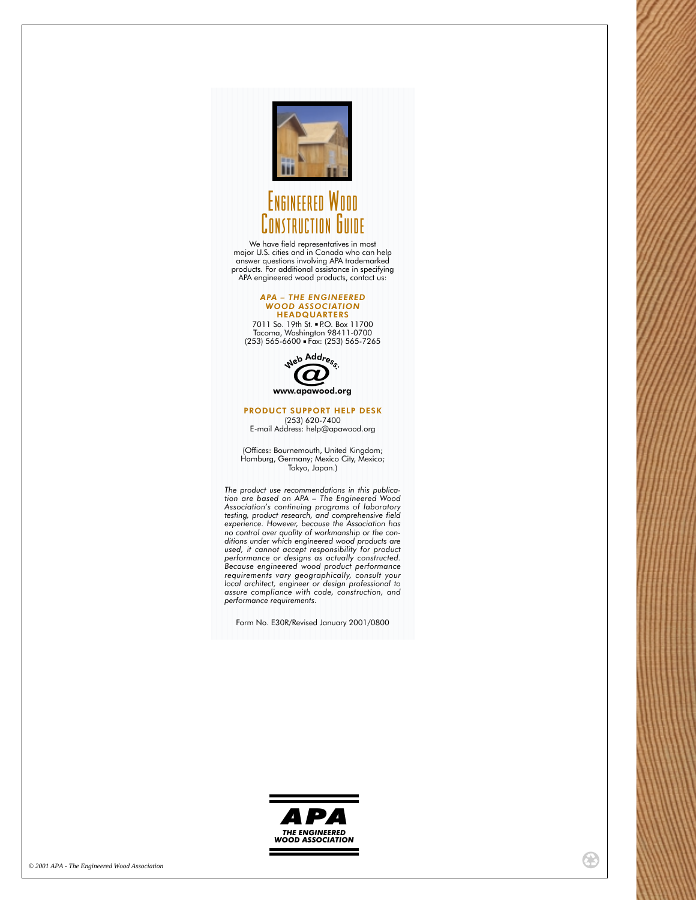# Engineered Wood Construction Guide

We have field representatives in most major U.S. cities and in Canada who can help answer questions involving APA trademarked products. For additional assistance in specifying APA engineered wood products, contact us:

**APA – THE ENGINEERED WOOD ASSOCIATION HEADQUARTERS**

7011 So. 19th St. ▪ P.O. Box 11700
Tacoma, Washington 98411-0700
(253) 565-6600 ▪ Fax: (253) 565-7265

Web Address:
**www.apawood.org**

**PRODUCT SUPPORT HELP DESK**

(253) 620-7400
E-mail Address: help@apawood.org

(Offices: Bournemouth, United Kingdom; Hamburg, Germany; Mexico City, Mexico; Tokyo, Japan.)

*The product use recommendations in this publication are based on APA – The Engineered Wood Association's continuing programs of laboratory testing, product research, and comprehensive field experience. However, because the Association has no control over quality of workmanship or the conditions under which engineered wood products are used, it cannot accept responsibility for product performance or designs as actually constructed. Because engineered wood product performance requirements vary geographically, consult your local architect, engineer or design professional to assure compliance with code, construction, and performance requirements.*

Form No. E30R/Revised January 2001/0800

**APA**
**THE ENGINEERED WOOD ASSOCIATION**

*© 2001 APA - The Engineered Wood Association*